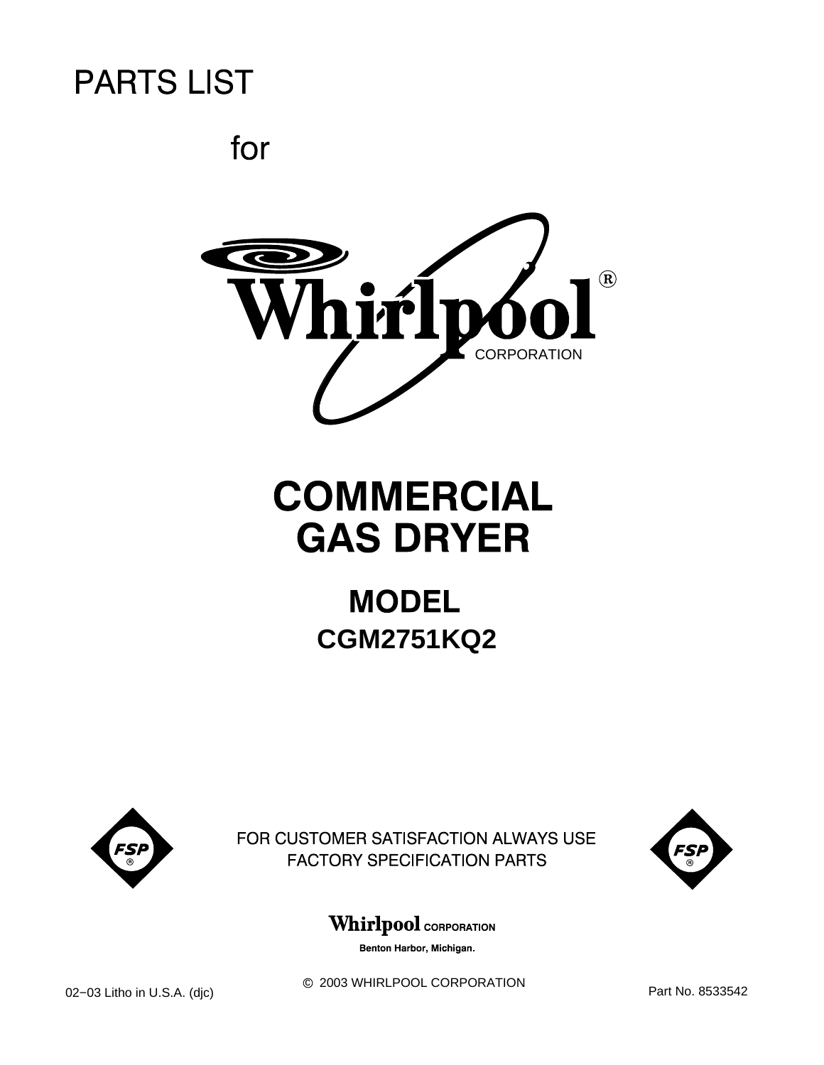# PARTS LIST

for

Whirlpool® CORPORATION

# COMMERCIAL GAS DRYER

## MODEL

## CGM2751KQ2

FSP®

FOR CUSTOMER SATISFACTION ALWAYS USE FACTORY SPECIFICATION PARTS

FSP®

Whirlpool CORPORATION

**Benton Harbor, Michigan.**

© 2003 WHIRLPOOL CORPORATION

02−03 Litho in U.S.A. (djc)

Part No. 8533542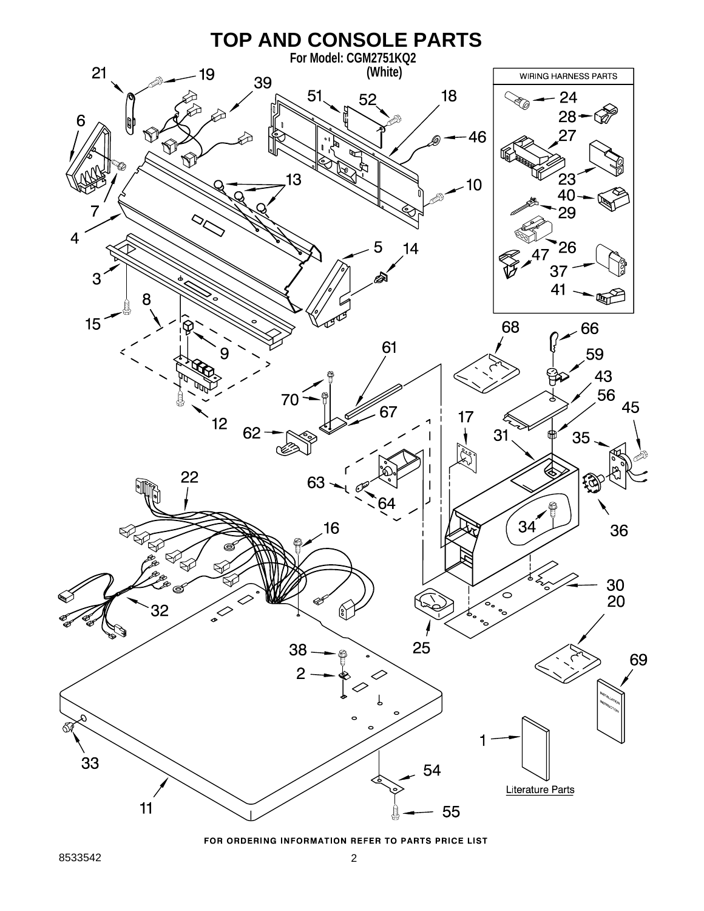# TOP AND CONSOLE PARTS

For Model: CGM2751KQ2
(White)

WIRING HARNESS PARTS

Literature Parts

FOR ORDERING INFORMATION REFER TO PARTS PRICE LIST

8533542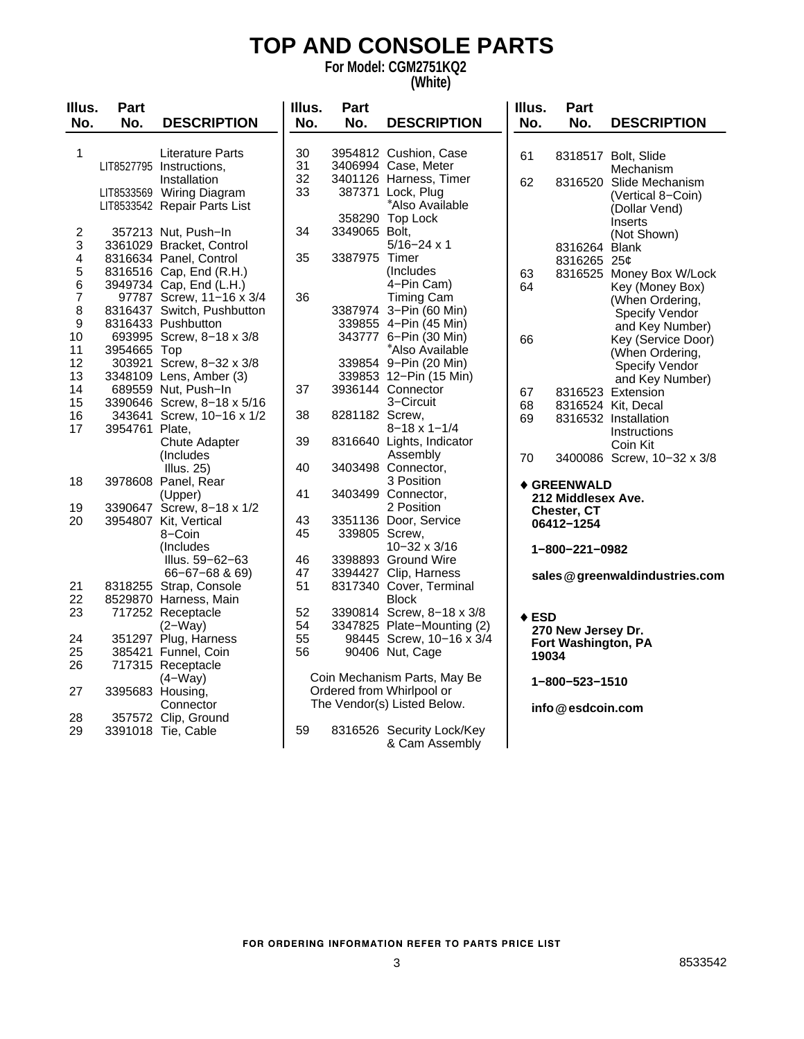# TOP AND CONSOLE PARTS

**For Model: CGM2751KQ2**
**(White)**

| Illus. No. | Part No. | DESCRIPTION |
|---|---|---|
| 1 | | Literature Parts |
| | LIT8527795 | Instructions, Installation |
| | LIT8533569 | Wiring Diagram |
| | LIT8533542 | Repair Parts List |
| 2 | 357213 | Nut, Push−In |
| 3 | 3361029 | Bracket, Control |
| 4 | 8316634 | Panel, Control |
| 5 | 8316516 | Cap, End (R.H.) |
| 6 | 3949734 | Cap, End (L.H.) |
| 7 | 97787 | Screw, 11−16 x 3/4 |
| 8 | 8316437 | Switch, Pushbutton |
| 9 | 8316433 | Pushbutton |
| 10 | 693995 | Screw, 8−18 x 3/8 |
| 11 | 3954665 | Top |
| 12 | 303921 | Screw, 8−32 x 3/8 |
| 13 | 3348109 | Lens, Amber (3) |
| 14 | 689559 | Nut, Push−In |
| 15 | 3390646 | Screw, 8−18 x 5/16 |
| 16 | 343641 | Screw, 10−16 x 1/2 |
| 17 | 3954761 | Plate, Chute Adapter (Includes Illus. 25) |
| 18 | 3978608 | Panel, Rear (Upper) |
| 19 | 3390647 | Screw, 8−18 x 1/2 |
| 20 | 3954807 | Kit, Vertical 8−Coin (Includes Illus. 59−62−63 66−67−68 & 69) |
| 21 | 8318255 | Strap, Console |
| 22 | 8529870 | Harness, Main |
| 23 | 717252 | Receptacle (2−Way) |
| 24 | 351297 | Plug, Harness |
| 25 | 385421 | Funnel, Coin |
| 26 | 717315 | Receptacle (4−Way) |
| 27 | 3395683 | Housing, Connector |
| 28 | 357572 | Clip, Ground |
| 29 | 3391018 | Tie, Cable |
| 30 | 3954812 | Cushion, Case |
| 31 | 3406994 | Case, Meter |
| 32 | 3401126 | Harness, Timer |
| 33 | 387371 | Lock, Plug *Also Available |
| | 358290 | Top Lock |
| 34 | 3349065 | Bolt, 5/16−24 x 1 |
| 35 | 3387975 | Timer (Includes 4−Pin Cam) |
| 36 | | Timing Cam |
| | 3387974 | 3−Pin (60 Min) |
| | 339855 | 4−Pin (45 Min) |
| | 343777 | 6−Pin (30 Min) *Also Available |
| | 339854 | 9−Pin (20 Min) |
| | 339853 | 12−Pin (15 Min) |
| 37 | 3936144 | Connector 3−Circuit |
| 38 | 8281182 | Screw, 8−18 x 1−1/4 |
| 39 | 8316640 | Lights, Indicator Assembly |
| 40 | 3403498 | Connector, 3 Position |
| 41 | 3403499 | Connector, 2 Position |
| 43 | 3351136 | Door, Service |
| 45 | 339805 | Screw, 10−32 x 3/16 |
| 46 | 3398893 | Ground Wire |
| 47 | 3394427 | Clip, Harness |
| 51 | 8317340 | Cover, Terminal Block |
| 52 | 3390814 | Screw, 8−18 x 3/8 |
| 54 | 3347825 | Plate−Mounting (2) |
| 55 | 98445 | Screw, 10−16 x 3/4 |
| 56 | 90406 | Nut, Cage |

Coin Mechanism Parts, May Be Ordered from Whirlpool or The Vendor(s) Listed Below.

| Illus. No. | Part No. | DESCRIPTION |
|---|---|---|
| 59 | 8316526 | Security Lock/Key & Cam Assembly |
| 61 | 8318517 | Bolt, Slide Mechanism |
| 62 | 8316520 | Slide Mechanism (Vertical 8−Coin) (Dollar Vend) Inserts (Not Shown) |
| | 8316264 | Blank |
| | 8316265 | 25¢ |
| 63 | 8316525 | Money Box W/Lock |
| 64 | | Key (Money Box) (When Ordering, Specify Vendor and Key Number) |
| 66 | | Key (Service Door) (When Ordering, Specify Vendor and Key Number) |
| 67 | 8316523 | Extension |
| 68 | 8316524 | Kit, Decal |
| 69 | 8316532 | Installation Instructions Coin Kit |
| 70 | 3400086 | Screw, 10−32 x 3/8 |

♦ **GREENWALD**
**212 Middlesex Ave.**
**Chester, CT**
**06412−1254**

**1−800−221−0982**

**sales@greenwaldindustries.com**

♦ **ESD**
**270 New Jersey Dr.**
**Fort Washington, PA**
**19034**

**1−800−523−1510**

**info@esdcoin.com**

**FOR ORDERING INFORMATION REFER TO PARTS PRICE LIST**

8533542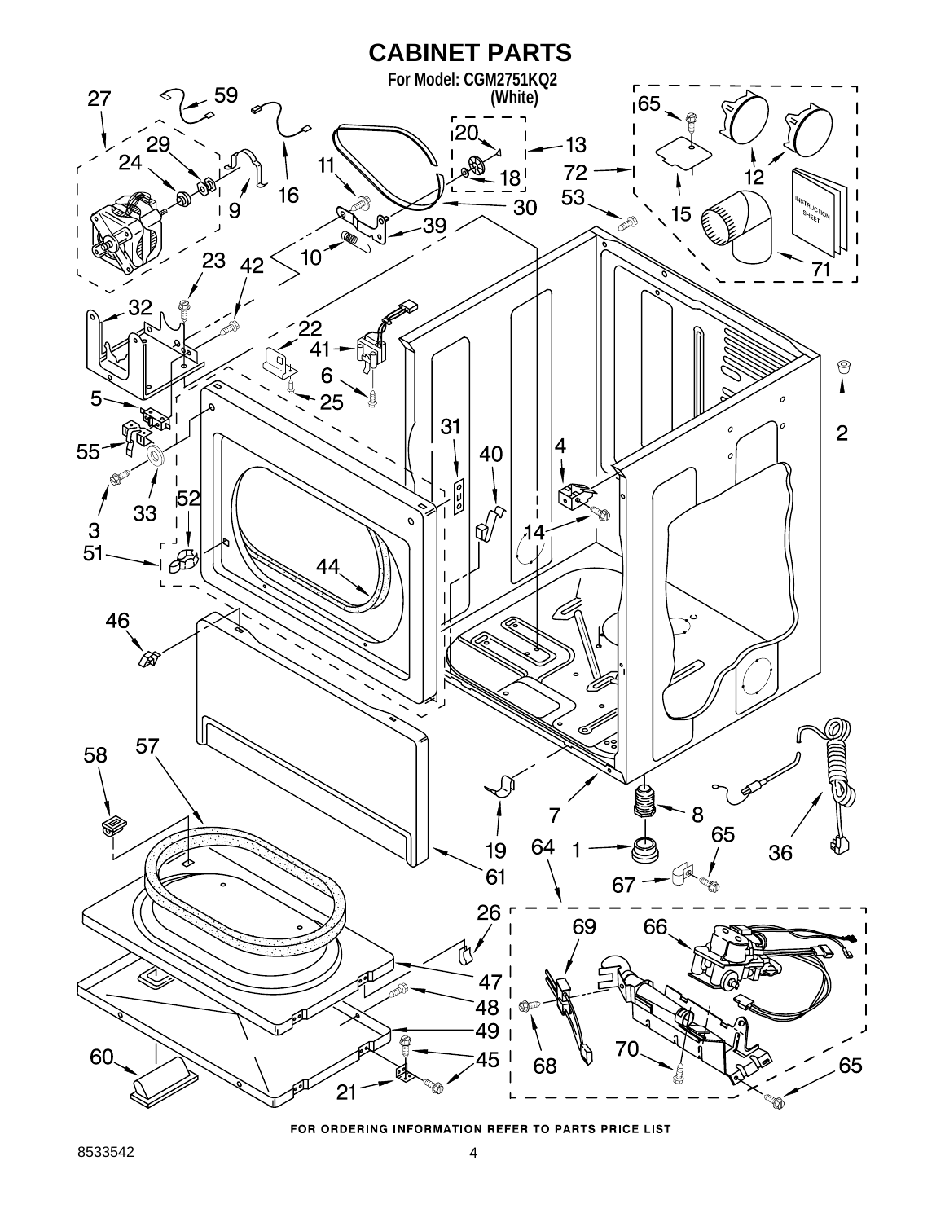# CABINET PARTS

**For Model: CGM2751KQ2**
**(White)**

FOR ORDERING INFORMATION REFER TO PARTS PRICE LIST

8533542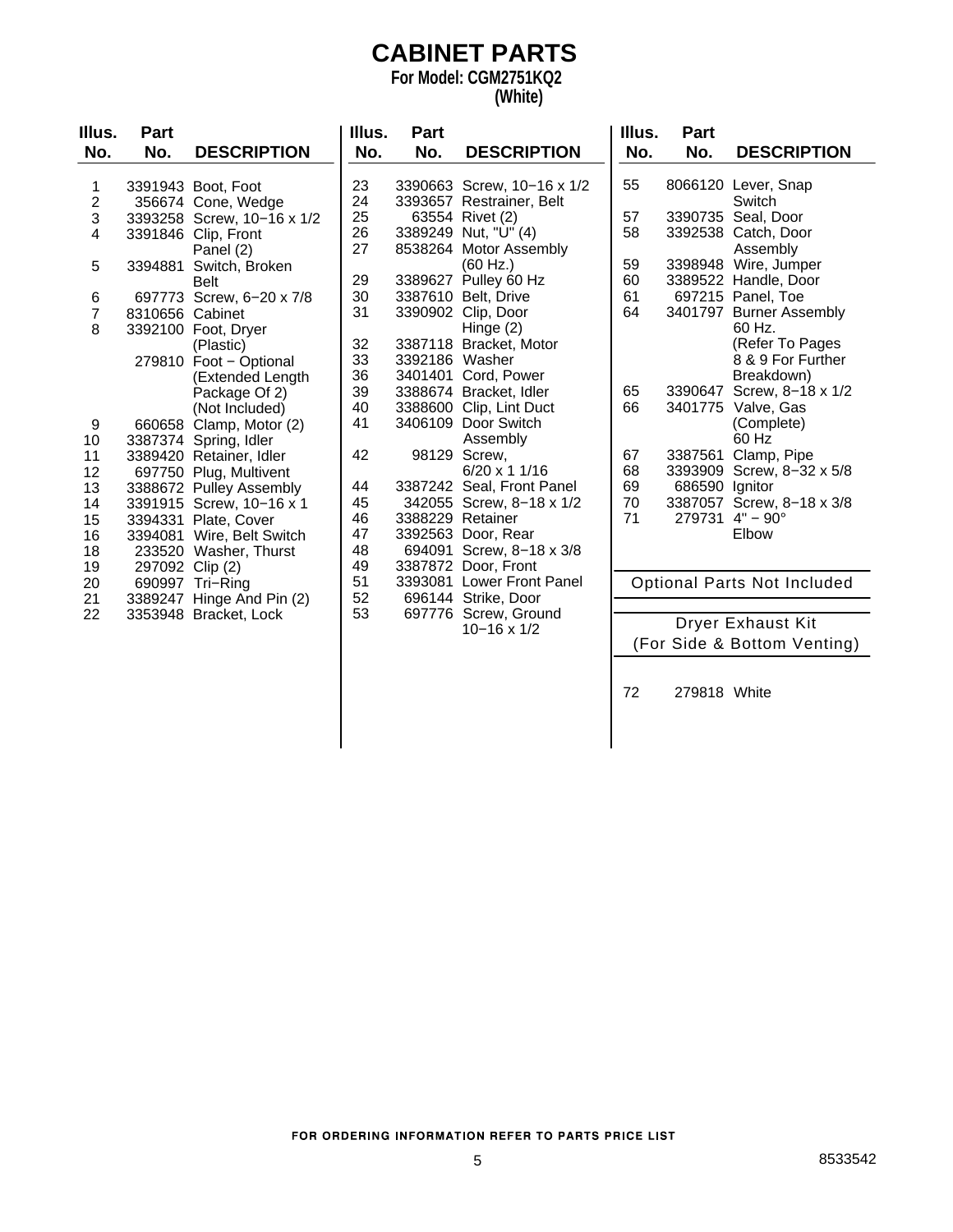# CABINET PARTS

**For Model: CGM2751KQ2**
**(White)**

| Illus. No. | Part No. | DESCRIPTION |
|---|---|---|
| 1 | 3391943 | Boot, Foot |
| 2 | 356674 | Cone, Wedge |
| 3 | 3393258 | Screw, 10−16 x 1/2 |
| 4 | 3391846 | Clip, Front Panel (2) |
| 5 | 3394881 | Switch, Broken Belt |
| 6 | 697773 | Screw, 6−20 x 7/8 |
| 7 | 8310656 | Cabinet |
| 8 | 3392100 | Foot, Dryer (Plastic) |
| | 279810 | Foot − Optional (Extended Length Package Of 2) (Not Included) |
| 9 | 660658 | Clamp, Motor (2) |
| 10 | 3387374 | Spring, Idler |
| 11 | 3389420 | Retainer, Idler |
| 12 | 697750 | Plug, Multivent |
| 13 | 3388672 | Pulley Assembly |
| 14 | 3391915 | Screw, 10−16 x 1 |
| 15 | 3394331 | Plate, Cover |
| 16 | 3394081 | Wire, Belt Switch |
| 18 | 233520 | Washer, Thurst |
| 19 | 297092 | Clip (2) |
| 20 | 690997 | Tri−Ring |
| 21 | 3389247 | Hinge And Pin (2) |
| 22 | 3353948 | Bracket, Lock |
| 23 | 3390663 | Screw, 10−16 x 1/2 |
| 24 | 3393657 | Restrainer, Belt |
| 25 | 63554 | Rivet (2) |
| 26 | 3389249 | Nut, "U" (4) |
| 27 | 8538264 | Motor Assembly (60 Hz.) |
| 29 | 3389627 | Pulley 60 Hz |
| 30 | 3387610 | Belt, Drive |
| 31 | 3390902 | Clip, Door Hinge (2) |
| 32 | 3387118 | Bracket, Motor |
| 33 | 3392186 | Washer |
| 36 | 3401401 | Cord, Power |
| 39 | 3388674 | Bracket, Idler |
| 40 | 3388600 | Clip, Lint Duct |
| 41 | 3406109 | Door Switch Assembly |
| 42 | 98129 | Screw, 6/20 x 1 1/16 |
| 44 | 3387242 | Seal, Front Panel |
| 45 | 342055 | Screw, 8−18 x 1/2 |
| 46 | 3388229 | Retainer |
| 47 | 3392563 | Door, Rear |
| 48 | 694091 | Screw, 8−18 x 3/8 |
| 49 | 3387872 | Door, Front |
| 51 | 3393081 | Lower Front Panel |
| 52 | 696144 | Strike, Door |
| 53 | 697776 | Screw, Ground 10−16 x 1/2 |
| 55 | 8066120 | Lever, Snap Switch |
| 57 | 3390735 | Seal, Door |
| 58 | 3392538 | Catch, Door Assembly |
| 59 | 3398948 | Wire, Jumper |
| 60 | 3389522 | Handle, Door |
| 61 | 697215 | Panel, Toe |
| 64 | 3401797 | Burner Assembly 60 Hz. (Refer To Pages 8 & 9 For Further Breakdown) |
| 65 | 3390647 | Screw, 8−18 x 1/2 |
| 66 | 3401775 | Valve, Gas (Complete) 60 Hz |
| 67 | 3387561 | Clamp, Pipe |
| 68 | 3393909 | Screw, 8−32 x 5/8 |
| 69 | 686590 | Ignitor |
| 70 | 3387057 | Screw, 8−18 x 3/8 |
| 71 | 279731 | 4" − 90° Elbow |

**Optional Parts Not Included**

**Dryer Exhaust Kit (For Side & Bottom Venting)**

| Illus. No. | Part No. | DESCRIPTION |
|---|---|---|
| 72 | 279818 | White |

FOR ORDERING INFORMATION REFER TO PARTS PRICE LIST

8533542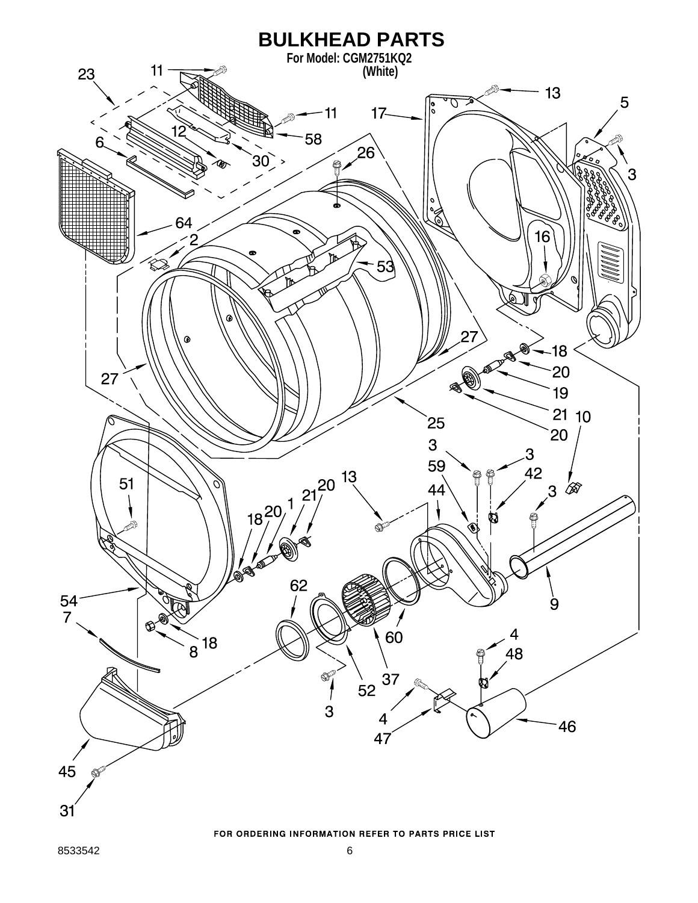# BULKHEAD PARTS

**For Model: CGM2751KQ2**
**(White)**

FOR ORDERING INFORMATION REFER TO PARTS PRICE LIST

8533542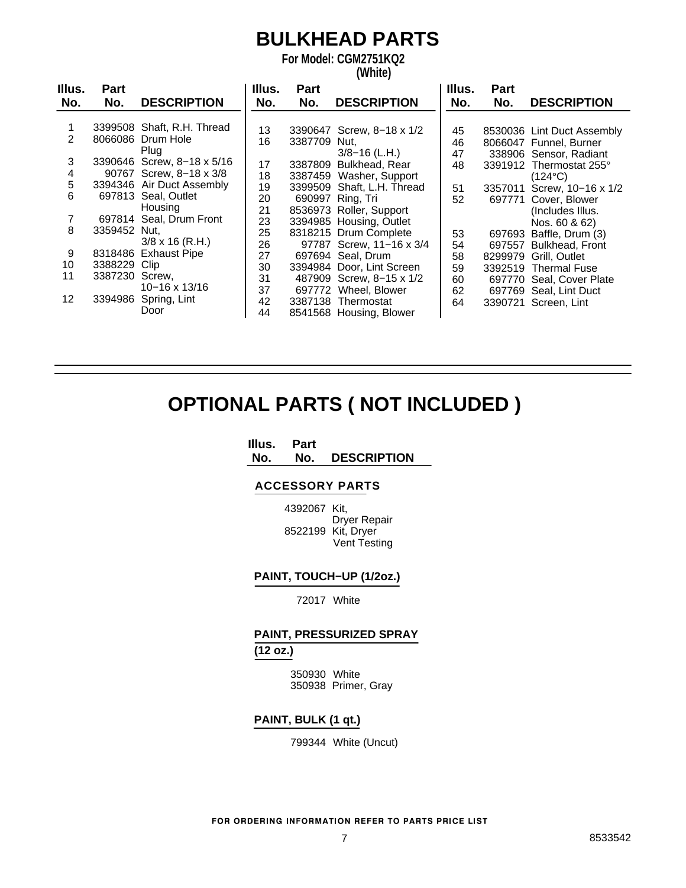# BULKHEAD PARTS

**For Model: CGM2751KQ2**
**(White)**

| Illus. No. | Part No. | DESCRIPTION |
|---|---|---|
| 1 | 3399508 | Shaft, R.H. Thread |
| 2 | 8066086 | Drum Hole Plug |
| 3 | 3390646 | Screw, 8−18 x 5/16 |
| 4 | 90767 | Screw, 8−18 x 3/8 |
| 5 | 3394346 | Air Duct Assembly |
| 6 | 697813 | Seal, Outlet Housing |
| 7 | 697814 | Seal, Drum Front |
| 8 | 3359452 | Nut, 3/8 x 16 (R.H.) |
| 9 | 8318486 | Exhaust Pipe |
| 10 | 3388229 | Clip |
| 11 | 3387230 | Screw, 10−16 x 13/16 |
| 12 | 3394986 | Spring, Lint Door |
| 13 | 3390647 | Screw, 8−18 x 1/2 |
| 16 | 3387709 | Nut, 3/8−16 (L.H.) |
| 17 | 3387809 | Bulkhead, Rear |
| 18 | 3387459 | Washer, Support |
| 19 | 3399509 | Shaft, L.H. Thread |
| 20 | 690997 | Ring, Tri |
| 21 | 8536973 | Roller, Support |
| 23 | 3394985 | Housing, Outlet |
| 25 | 8318215 | Drum Complete |
| 26 | 97787 | Screw, 11−16 x 3/4 |
| 27 | 697694 | Seal, Drum |
| 30 | 3394984 | Door, Lint Screen |
| 31 | 487909 | Screw, 8−15 x 1/2 |
| 37 | 697772 | Wheel, Blower |
| 42 | 3387138 | Thermostat |
| 44 | 8541568 | Housing, Blower |
| 45 | 8530036 | Lint Duct Assembly |
| 46 | 8066047 | Funnel, Burner |
| 47 | 338906 | Sensor, Radiant |
| 48 | 3391912 | Thermostat 255° (124°C) |
| 51 | 3357011 | Screw, 10−16 x 1/2 |
| 52 | 697771 | Cover, Blower (Includes Illus. Nos. 60 & 62) |
| 53 | 697693 | Baffle, Drum (3) |
| 54 | 697557 | Bulkhead, Front |
| 58 | 8299979 | Grill, Outlet |
| 59 | 3392519 | Thermal Fuse |
| 60 | 697770 | Seal, Cover Plate |
| 62 | 697769 | Seal, Lint Duct |
| 64 | 3390721 | Screen, Lint |

# OPTIONAL PARTS ( NOT INCLUDED )

| Illus. No. | Part No. | DESCRIPTION |
|---|---|---|
| | | **ACCESSORY PARTS** |
| | 4392067 | Kit, Dryer Repair |
| | 8522199 | Kit, Dryer Vent Testing |
| | | **PAINT, TOUCH−UP (1/2oz.)** |
| | 72017 | White |
| | | **PAINT, PRESSURIZED SPRAY (12 oz.)** |
| | 350930 | White |
| | 350938 | Primer, Gray |
| | | **PAINT, BULK (1 qt.)** |
| | 799344 | White (Uncut) |

FOR ORDERING INFORMATION REFER TO PARTS PRICE LIST

8533542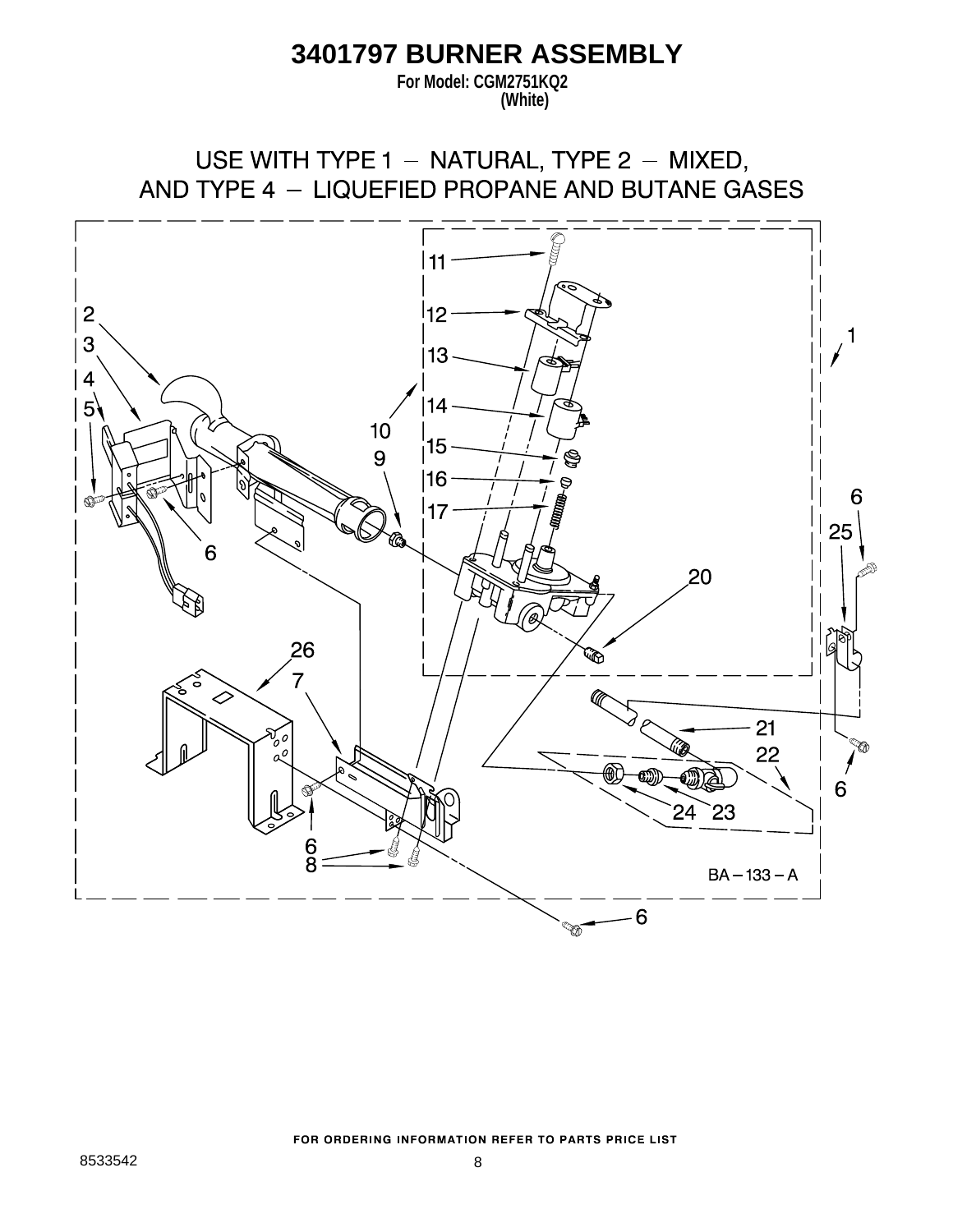# 3401797 BURNER ASSEMBLY

**For Model: CGM2751KQ2**
**(White)**

USE WITH TYPE 1 – NATURAL, TYPE 2 – MIXED, AND TYPE 4 – LIQUEFIED PROPANE AND BUTANE GASES

FOR ORDERING INFORMATION REFER TO PARTS PRICE LIST

8533542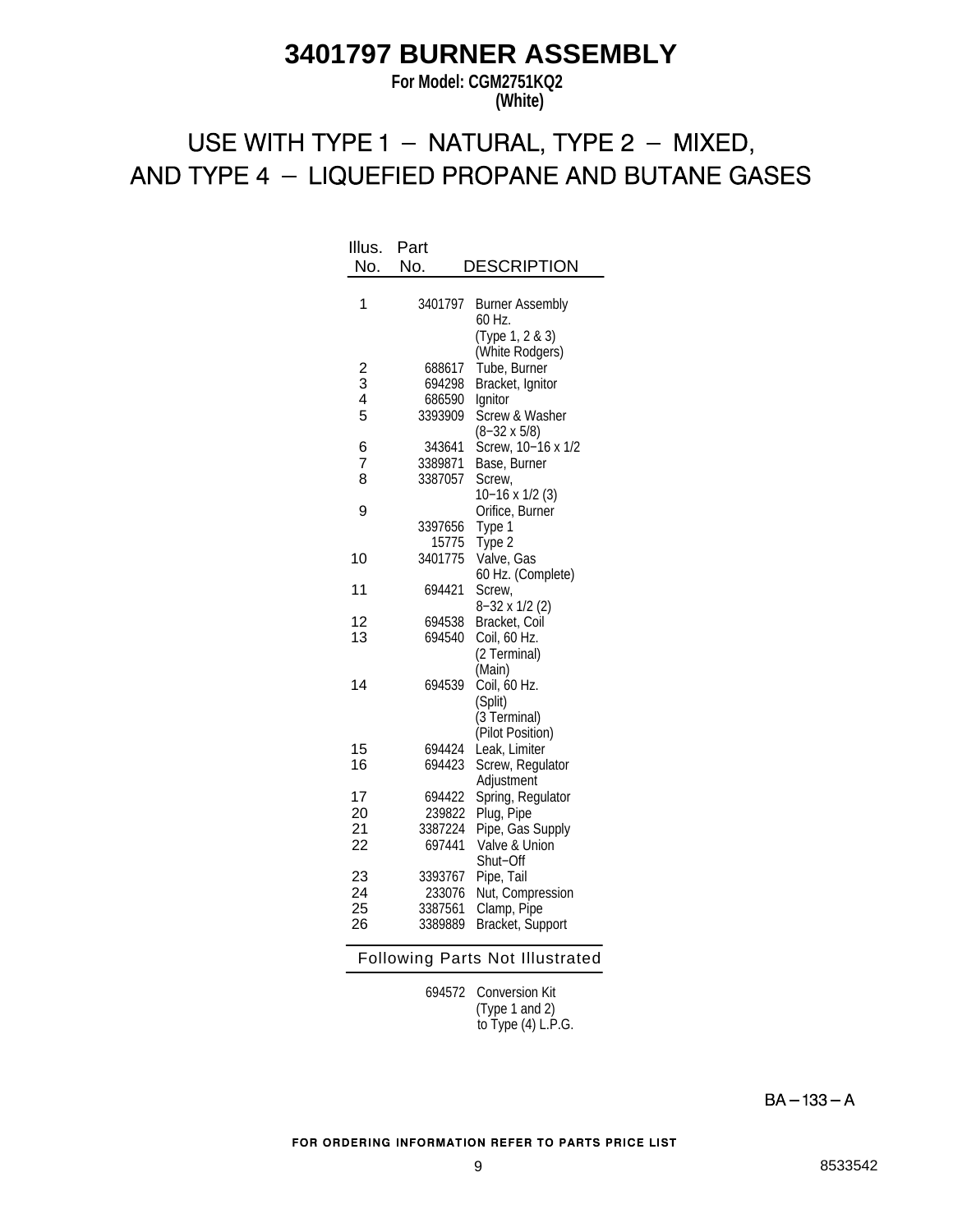# 3401797 BURNER ASSEMBLY

**For Model: CGM2751KQ2**
**(White)**

## USE WITH TYPE 1 – NATURAL, TYPE 2 – MIXED, AND TYPE 4 – LIQUEFIED PROPANE AND BUTANE GASES

| Illus. No. | Part No. | DESCRIPTION |
|---|---|---|
| 1 | 3401797 | Burner Assembly 60 Hz. (Type 1, 2 & 3) (White Rodgers) |
| 2 | 688617 | Tube, Burner |
| 3 | 694298 | Bracket, Ignitor |
| 4 | 686590 | Ignitor |
| 5 | 3393909 | Screw & Washer (8−32 x 5/8) |
| 6 | 343641 | Screw, 10−16 x 1/2 |
| 7 | 3389871 | Base, Burner |
| 8 | 3387057 | Screw, 10−16 x 1/2 (3) |
| 9 | | Orifice, Burner |
| | 3397656 | Type 1 |
| | 15775 | Type 2 |
| 10 | 3401775 | Valve, Gas 60 Hz. (Complete) |
| 11 | 694421 | Screw, 8−32 x 1/2 (2) |
| 12 | 694538 | Bracket, Coil |
| 13 | 694540 | Coil, 60 Hz. (2 Terminal) (Main) |
| 14 | 694539 | Coil, 60 Hz. (Split) (3 Terminal) (Pilot Position) |
| 15 | 694424 | Leak, Limiter |
| 16 | 694423 | Screw, Regulator Adjustment |
| 17 | 694422 | Spring, Regulator |
| 20 | 239822 | Plug, Pipe |
| 21 | 3387224 | Pipe, Gas Supply |
| 22 | 697441 | Valve & Union Shut−Off |
| 23 | 3393767 | Pipe, Tail |
| 24 | 233076 | Nut, Compression |
| 25 | 3387561 | Clamp, Pipe |
| 26 | 3389889 | Bracket, Support |

**Following Parts Not Illustrated**

| | Part No. | DESCRIPTION |
|---|---|---|
| | 694572 | Conversion Kit (Type 1 and 2) to Type (4) L.P.G. |

BA – 133 – A

FOR ORDERING INFORMATION REFER TO PARTS PRICE LIST

8533542